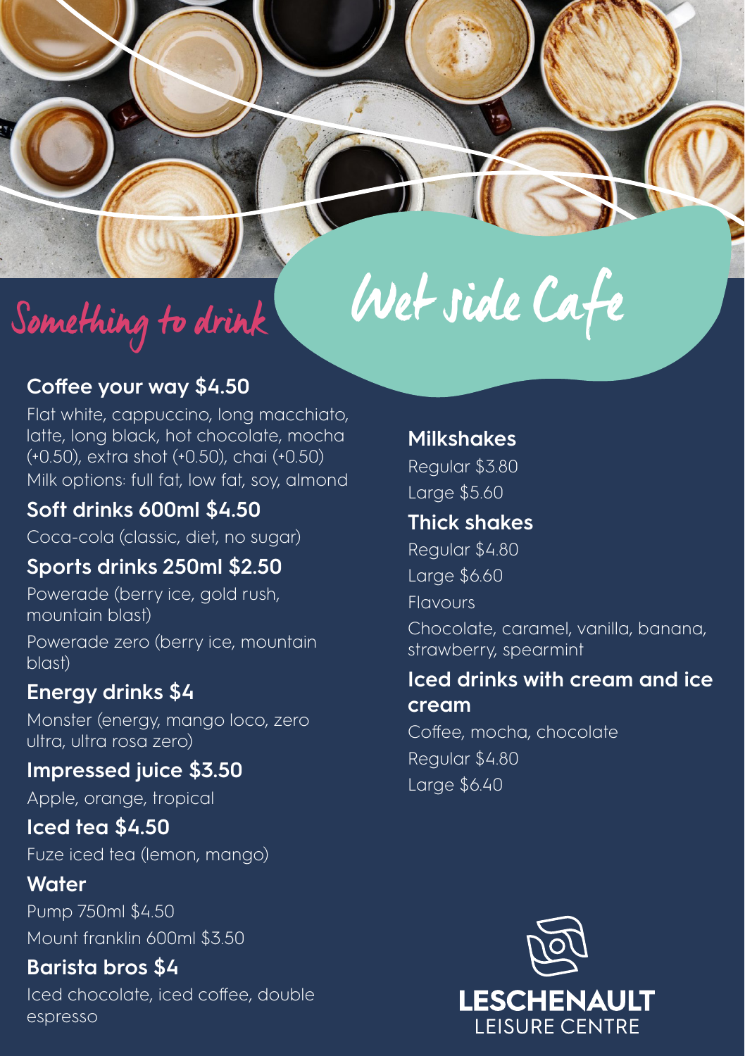# Wet side Cafe

## Something to drink

### Coffee your way $4.50

Flat white, cappuccino, long macchiato, latte, long black, hot chocolate, mocha (+0.50), extra shot (+0.50), chai (+0.50)

Milk options: full fat, low fat, soy, almond

### Soft drinks 600ml $4.50

Coca-cola (classic, diet, no sugar)

### Sports drinks 250ml $2.50

Powerade (berry ice, gold rush, mountain blast)

Powerade zero (berry ice, mountain blast)

### Energy drinks $4

Monster (energy, mango loco, zero ultra, ultra rosa zero)

### Impressed juice $3.50

Apple, orange, tropical

### Iced tea $4.50

Fuze iced tea (lemon, mango)

### Water

Pump 750ml $4.50

Mount franklin 600ml $3.50

### Barista bros $4

Iced chocolate, iced coffee, double espresso

### Milkshakes

Regular $3.80

Large $5.60

### Thick shakes

Regular $4.80

Large $6.60

Flavours

Chocolate, caramel, vanilla, banana, strawberry, spearmint

### Iced drinks with cream and ice cream

Coffee, mocha, chocolate

Regular $4.80

Large $6.40

LESCHENAULT LEISURE CENTRE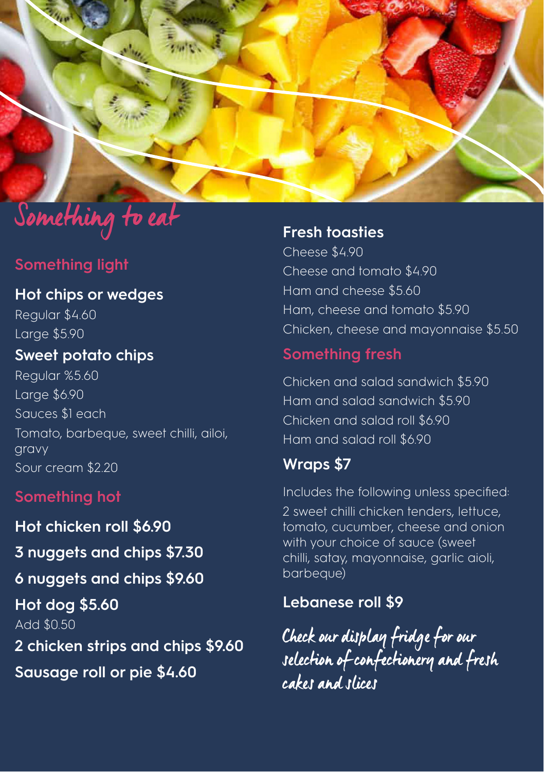# Something to eat

## Something light

### Hot chips or wedges

Regular $4.60
Large $5.90

### Sweet potato chips

Regular %5.60
Large $6.90
Sauces $1 each
Tomato, barbeque, sweet chilli, ailoi, gravy
Sour cream $2.20

## Something hot

**Hot chicken roll $6.90**

**3 nuggets and chips $7.30**

**6 nuggets and chips $9.60**

**Hot dog $5.60**
Add $0.50

**2 chicken strips and chips $9.60**

**Sausage roll or pie $4.60**

### Fresh toasties

Cheese $4.90
Cheese and tomato $4.90
Ham and cheese $5.60
Ham, cheese and tomato $5.90
Chicken, cheese and mayonnaise $5.50

## Something fresh

Chicken and salad sandwich $5.90
Ham and salad sandwich $5.90
Chicken and salad roll $6.90
Ham and salad roll $6.90

### Wraps $7

Includes the following unless specified:
2 sweet chilli chicken tenders, lettuce, tomato, cucumber, cheese and onion with your choice of sauce (sweet chilli, satay, mayonnaise, garlic aioli, barbeque)

### Lebanese roll $9

*Check our display fridge for our selection of confectionery and fresh cakes and slices*